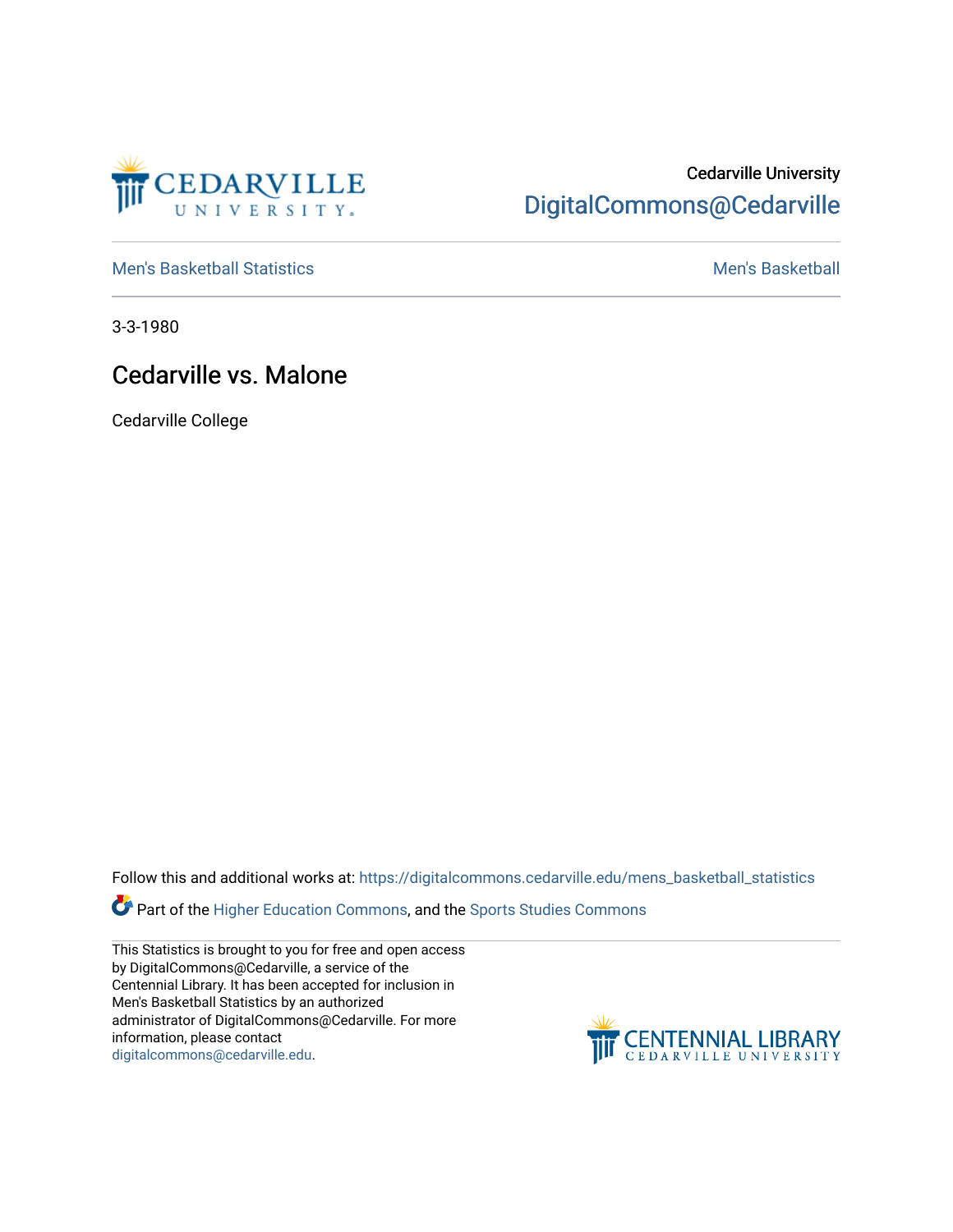Cedarville University

DigitalCommons@Cedarville

Men's Basketball Statistics | Men's Basketball

3-3-1980

# Cedarville vs. Malone

Cedarville College

Follow this and additional works at: https://digitalcommons.cedarville.edu/mens_basketball_statistics

Part of the Higher Education Commons, and the Sports Studies Commons

This Statistics is brought to you for free and open access by DigitalCommons@Cedarville, a service of the Centennial Library. It has been accepted for inclusion in Men's Basketball Statistics by an authorized administrator of DigitalCommons@Cedarville. For more information, please contact digitalcommons@cedarville.edu.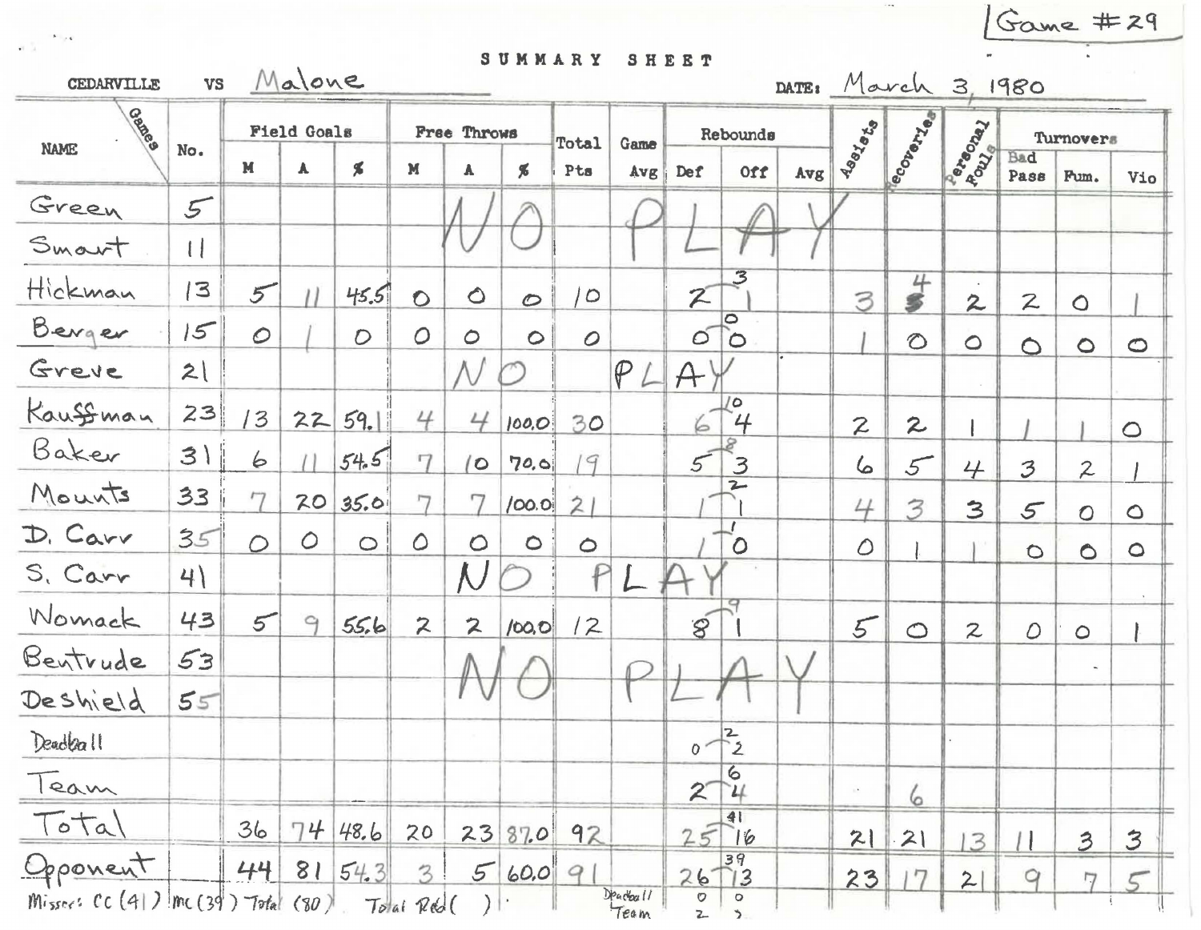Game #29

# SUMMARY SHEET

CEDARVILLE VS Malone DATE: March 3, 1980

| NAME | No. | Field Goals M | Field Goals A | Field Goals % | Free Throws M | Free Throws A | Free Throws % | Total Pts | Game Avg | Rebounds Def | Rebounds Off | Rebounds Avg | Assists | Recoveries | Personal Fouls | Turnovers Bad Pass | Turnovers Fum. | Turnovers Vio |
|---|---|---|---|---|---|---|---|---|---|---|---|---|---|---|---|---|---|---|
| Green | 5 | NO PLAY | | | | | | | | | | | | | | | | |
| Smart | 11 | | | | | | | | | | | | | | | | | |
| Hickman | 13 | 5 | 11 | 45.5 | 0 | 0 | 0 | 10 | | 2 | 1 (3) | | 3 | 4 | 2 | 2 | 0 | 1 |
| Berger | 15 | 0 | 1 | 0 | 0 | 0 | 0 | 0 | | 0 | 0 (0) | | 1 | 0 | 0 | 0 | 0 | 0 |
| Greve | 21 | NO PLAY | | | | | | | | | | | | | | | | |
| Kauffman | 23 | 13 | 22 | 59.1 | 4 | 4 | 100.0 | 30 | | 6 | 4 (10) | | 2 | 2 | 1 | 1 | 1 | 0 |
| Baker | 31 | 6 | 11 | 54.5 | 7 | 10 | 70.0 | 19 | | 5 | 3 (8) | | 6 | 5 | 4 | 3 | 2 | 1 |
| Mounts | 33 | 7 | 20 | 35.0 | 7 | 7 | 100.0 | 21 | | 1 | 1 (2) | | 4 | 3 | 3 | 5 | 0 | 0 |
| D. Carr | 35 | 0 | 0 | 0 | 0 | 0 | 0 | 0 | | 1 | 0 (1) | | 0 | 1 | 1 | 0 | 0 | 0 |
| S. Carr | 41 | NO PLAY | | | | | | | | | | | | | | | | |
| Womack | 43 | 5 | 9 | 55.6 | 2 | 2 | 100.0 | 12 | | 8 | 1 (9) | | 5 | 0 | 2 | 0 | 0 | 1 |
| Bentrude | 53 | NO PLAY | | | | | | | | | | | | | | | | |
| Deshield | 55 | | | | | | | | | | | | | | | | | |
| Deadball | | | | | | | | | | 0 | 2 (2) | | | | | | | |
| Team | | | | | | | | | | 2 | 4 (6) | | | 6 | | | | |
| Total | | 36 | 74 | 48.6 | 20 | 23 | 87.0 | 92 | | 25 | 16 (41) | | 21 | 21 | 13 | 11 | 3 | 3 |
| Opponent | | 44 | 81 | 54.3 | 3 | 5 | 60.0 | 91 | | 26 | 13 (39) | | 23 | 17 | 21 | 9 | 7 | 5 |

Misses: CC (41) MC (39) Total (80) Total Reb ( )

Deadball 0 0
Team 2 2